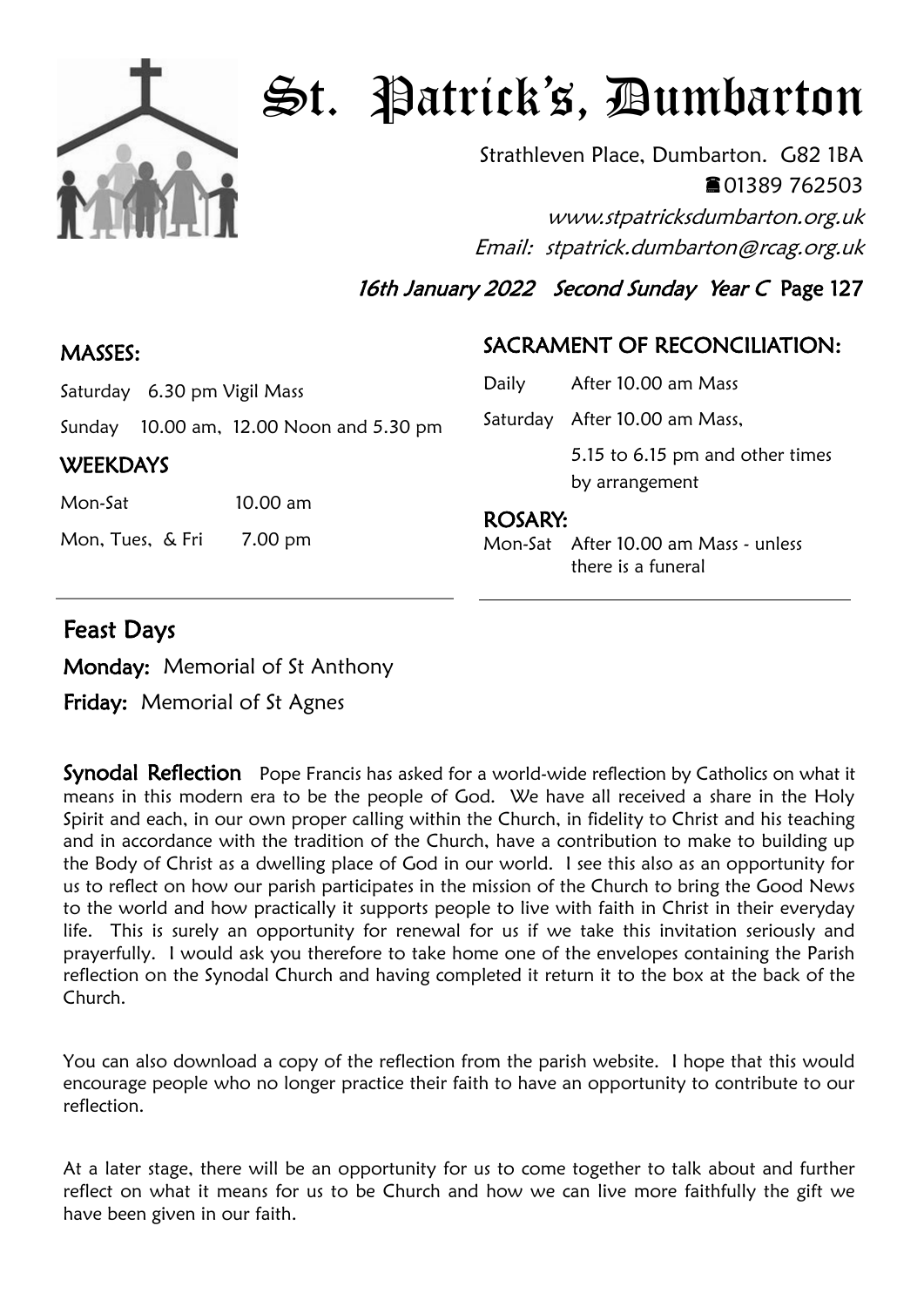# St. Patrick's, Dumbarton

Strathleven Place, Dumbarton. G82 1BA
☎01389 762503
*www.stpatricksdumbarton.org.uk*
*Email: stpatrick.dumbarton@rcag.org.uk*

*16th January 2022 Second Sunday Year C* Page 127

## MASSES:

Saturday 6.30 pm Vigil Mass

Sunday 10.00 am, 12.00 Noon and 5.30 pm

## WEEKDAYS

Mon-Sat 10.00 am

Mon, Tues, & Fri 7.00 pm

## SACRAMENT OF RECONCILIATION:

Daily After 10.00 am Mass

Saturday After 10.00 am Mass, 5.15 to 6.15 pm and other times by arrangement

## ROSARY:

Mon-Sat After 10.00 am Mass - unless there is a funeral

## Feast Days

**Monday:** Memorial of St Anthony

**Friday:** Memorial of St Agnes

**Synodal Reflection** Pope Francis has asked for a world-wide reflection by Catholics on what it means in this modern era to be the people of God. We have all received a share in the Holy Spirit and each, in our own proper calling within the Church, in fidelity to Christ and his teaching and in accordance with the tradition of the Church, have a contribution to make to building up the Body of Christ as a dwelling place of God in our world. I see this also as an opportunity for us to reflect on how our parish participates in the mission of the Church to bring the Good News to the world and how practically it supports people to live with faith in Christ in their everyday life. This is surely an opportunity for renewal for us if we take this invitation seriously and prayerfully. I would ask you therefore to take home one of the envelopes containing the Parish reflection on the Synodal Church and having completed it return it to the box at the back of the Church.

You can also download a copy of the reflection from the parish website. I hope that this would encourage people who no longer practice their faith to have an opportunity to contribute to our reflection.

At a later stage, there will be an opportunity for us to come together to talk about and further reflect on what it means for us to be Church and how we can live more faithfully the gift we have been given in our faith.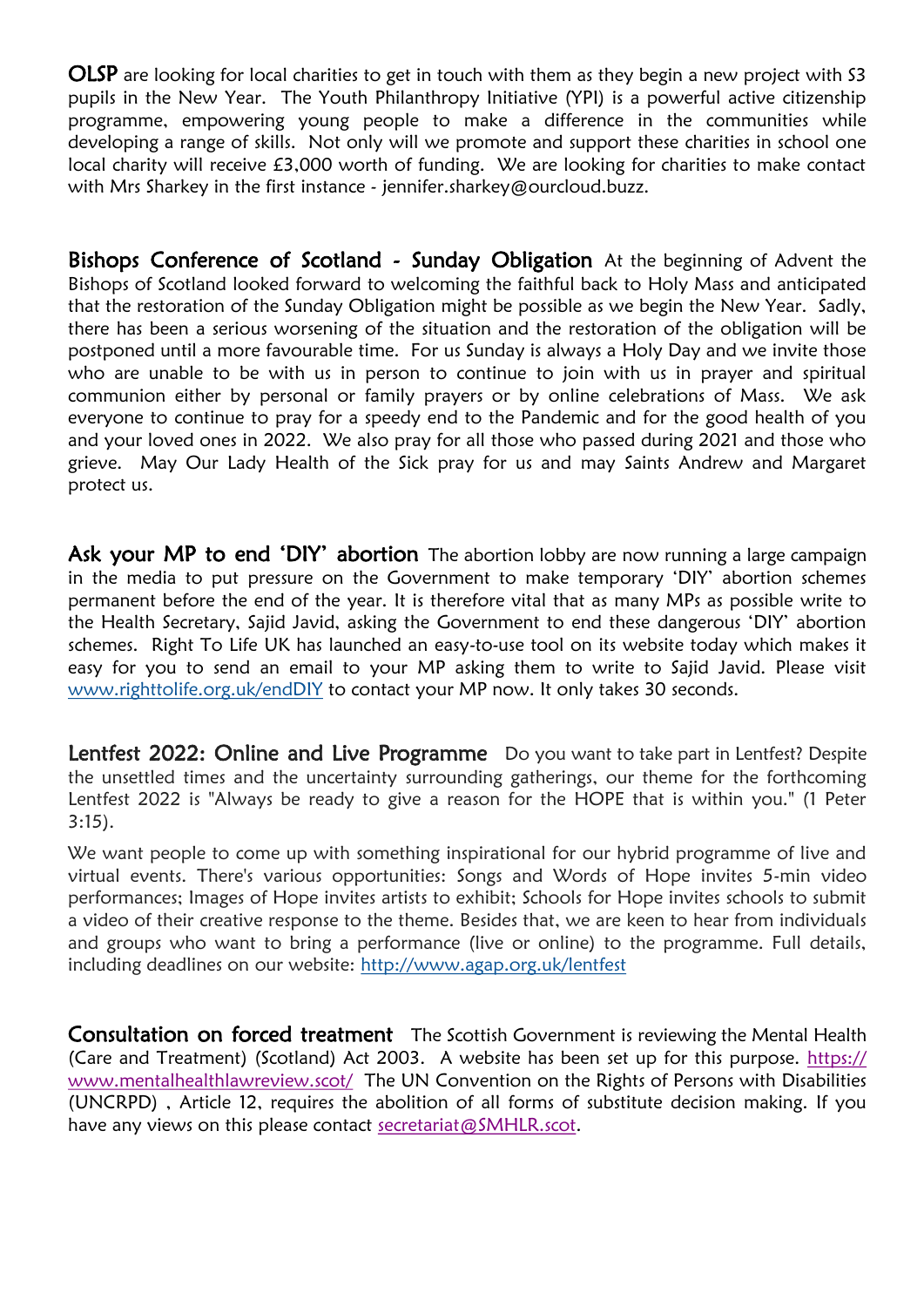**OLSP** are looking for local charities to get in touch with them as they begin a new project with S3 pupils in the New Year. The Youth Philanthropy Initiative (YPI) is a powerful active citizenship programme, empowering young people to make a difference in the communities while developing a range of skills. Not only will we promote and support these charities in school one local charity will receive £3,000 worth of funding. We are looking for charities to make contact with Mrs Sharkey in the first instance - jennifer.sharkey@ourcloud.buzz.

**Bishops Conference of Scotland - Sunday Obligation** At the beginning of Advent the Bishops of Scotland looked forward to welcoming the faithful back to Holy Mass and anticipated that the restoration of the Sunday Obligation might be possible as we begin the New Year. Sadly, there has been a serious worsening of the situation and the restoration of the obligation will be postponed until a more favourable time. For us Sunday is always a Holy Day and we invite those who are unable to be with us in person to continue to join with us in prayer and spiritual communion either by personal or family prayers or by online celebrations of Mass. We ask everyone to continue to pray for a speedy end to the Pandemic and for the good health of you and your loved ones in 2022. We also pray for all those who passed during 2021 and those who grieve. May Our Lady Health of the Sick pray for us and may Saints Andrew and Margaret protect us.

**Ask your MP to end 'DIY' abortion** The abortion lobby are now running a large campaign in the media to put pressure on the Government to make temporary 'DIY' abortion schemes permanent before the end of the year. It is therefore vital that as many MPs as possible write to the Health Secretary, Sajid Javid, asking the Government to end these dangerous 'DIY' abortion schemes. Right To Life UK has launched an easy-to-use tool on its website today which makes it easy for you to send an email to your MP asking them to write to Sajid Javid. Please visit www.righttolife.org.uk/endDIY to contact your MP now. It only takes 30 seconds.

**Lentfest 2022: Online and Live Programme** Do you want to take part in Lentfest? Despite the unsettled times and the uncertainty surrounding gatherings, our theme for the forthcoming Lentfest 2022 is "Always be ready to give a reason for the HOPE that is within you." (1 Peter 3:15).

We want people to come up with something inspirational for our hybrid programme of live and virtual events. There's various opportunities: Songs and Words of Hope invites 5-min video performances; Images of Hope invites artists to exhibit; Schools for Hope invites schools to submit a video of their creative response to the theme. Besides that, we are keen to hear from individuals and groups who want to bring a performance (live or online) to the programme. Full details, including deadlines on our website: http://www.agap.org.uk/lentfest

**Consultation on forced treatment** The Scottish Government is reviewing the Mental Health (Care and Treatment) (Scotland) Act 2003. A website has been set up for this purpose. https://www.mentalhealthlawreview.scot/ The UN Convention on the Rights of Persons with Disabilities (UNCRPD) , Article 12, requires the abolition of all forms of substitute decision making. If you have any views on this please contact secretariat@SMHLR.scot.